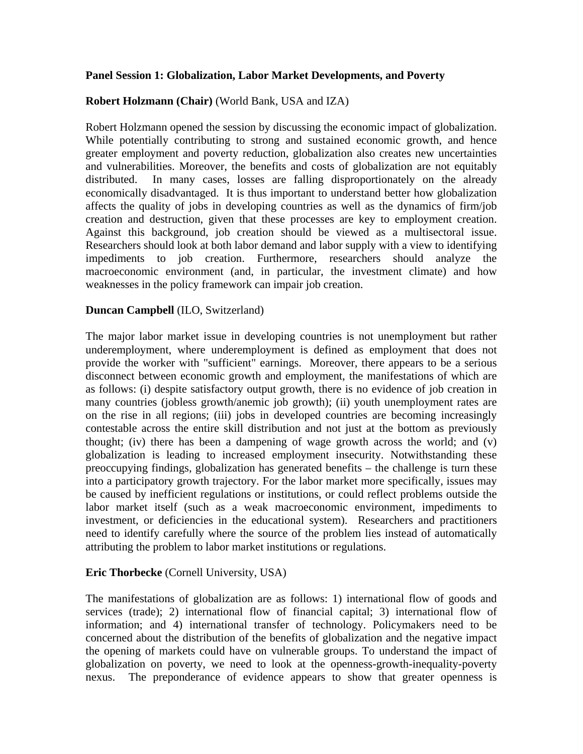**Panel Session 1: Globalization, Labor Market Developments, and Poverty**

**Robert Holzmann (Chair)** (World Bank, USA and IZA)

Robert Holzmann opened the session by discussing the economic impact of globalization. While potentially contributing to strong and sustained economic growth, and hence greater employment and poverty reduction, globalization also creates new uncertainties and vulnerabilities. Moreover, the benefits and costs of globalization are not equitably distributed. In many cases, losses are falling disproportionately on the already economically disadvantaged. It is thus important to understand better how globalization affects the quality of jobs in developing countries as well as the dynamics of firm/job creation and destruction, given that these processes are key to employment creation. Against this background, job creation should be viewed as a multisectoral issue. Researchers should look at both labor demand and labor supply with a view to identifying impediments to job creation. Furthermore, researchers should analyze the macroeconomic environment (and, in particular, the investment climate) and how weaknesses in the policy framework can impair job creation.

**Duncan Campbell** (ILO, Switzerland)

The major labor market issue in developing countries is not unemployment but rather underemployment, where underemployment is defined as employment that does not provide the worker with "sufficient" earnings. Moreover, there appears to be a serious disconnect between economic growth and employment, the manifestations of which are as follows: (i) despite satisfactory output growth, there is no evidence of job creation in many countries (jobless growth/anemic job growth); (ii) youth unemployment rates are on the rise in all regions; (iii) jobs in developed countries are becoming increasingly contestable across the entire skill distribution and not just at the bottom as previously thought; (iv) there has been a dampening of wage growth across the world; and (v) globalization is leading to increased employment insecurity. Notwithstanding these preoccupying findings, globalization has generated benefits – the challenge is turn these into a participatory growth trajectory. For the labor market more specifically, issues may be caused by inefficient regulations or institutions, or could reflect problems outside the labor market itself (such as a weak macroeconomic environment, impediments to investment, or deficiencies in the educational system). Researchers and practitioners need to identify carefully where the source of the problem lies instead of automatically attributing the problem to labor market institutions or regulations.

**Eric Thorbecke** (Cornell University, USA)

The manifestations of globalization are as follows: 1) international flow of goods and services (trade); 2) international flow of financial capital; 3) international flow of information; and 4) international transfer of technology. Policymakers need to be concerned about the distribution of the benefits of globalization and the negative impact the opening of markets could have on vulnerable groups. To understand the impact of globalization on poverty, we need to look at the openness-growth-inequality-poverty nexus. The preponderance of evidence appears to show that greater openness is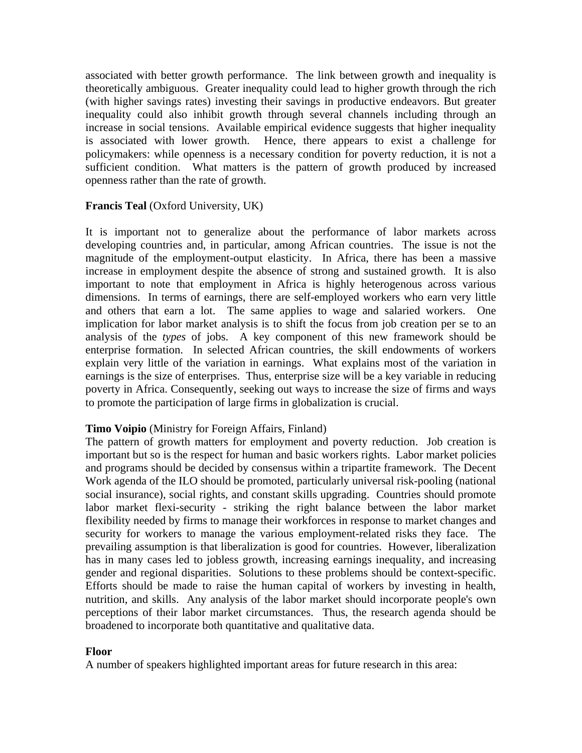associated with better growth performance. The link between growth and inequality is theoretically ambiguous. Greater inequality could lead to higher growth through the rich (with higher savings rates) investing their savings in productive endeavors. But greater inequality could also inhibit growth through several channels including through an increase in social tensions. Available empirical evidence suggests that higher inequality is associated with lower growth. Hence, there appears to exist a challenge for policymakers: while openness is a necessary condition for poverty reduction, it is not a sufficient condition. What matters is the pattern of growth produced by increased openness rather than the rate of growth.

**Francis Teal** (Oxford University, UK)

It is important not to generalize about the performance of labor markets across developing countries and, in particular, among African countries. The issue is not the magnitude of the employment-output elasticity. In Africa, there has been a massive increase in employment despite the absence of strong and sustained growth. It is also important to note that employment in Africa is highly heterogenous across various dimensions. In terms of earnings, there are self-employed workers who earn very little and others that earn a lot. The same applies to wage and salaried workers. One implication for labor market analysis is to shift the focus from job creation per se to an analysis of the *types* of jobs. A key component of this new framework should be enterprise formation. In selected African countries, the skill endowments of workers explain very little of the variation in earnings. What explains most of the variation in earnings is the size of enterprises. Thus, enterprise size will be a key variable in reducing poverty in Africa. Consequently, seeking out ways to increase the size of firms and ways to promote the participation of large firms in globalization is crucial.

**Timo Voipio** (Ministry for Foreign Affairs, Finland)

The pattern of growth matters for employment and poverty reduction. Job creation is important but so is the respect for human and basic workers rights. Labor market policies and programs should be decided by consensus within a tripartite framework. The Decent Work agenda of the ILO should be promoted, particularly universal risk-pooling (national social insurance), social rights, and constant skills upgrading. Countries should promote labor market flexi-security - striking the right balance between the labor market flexibility needed by firms to manage their workforces in response to market changes and security for workers to manage the various employment-related risks they face. The prevailing assumption is that liberalization is good for countries. However, liberalization has in many cases led to jobless growth, increasing earnings inequality, and increasing gender and regional disparities. Solutions to these problems should be context-specific. Efforts should be made to raise the human capital of workers by investing in health, nutrition, and skills. Any analysis of the labor market should incorporate people's own perceptions of their labor market circumstances. Thus, the research agenda should be broadened to incorporate both quantitative and qualitative data.

**Floor**

A number of speakers highlighted important areas for future research in this area: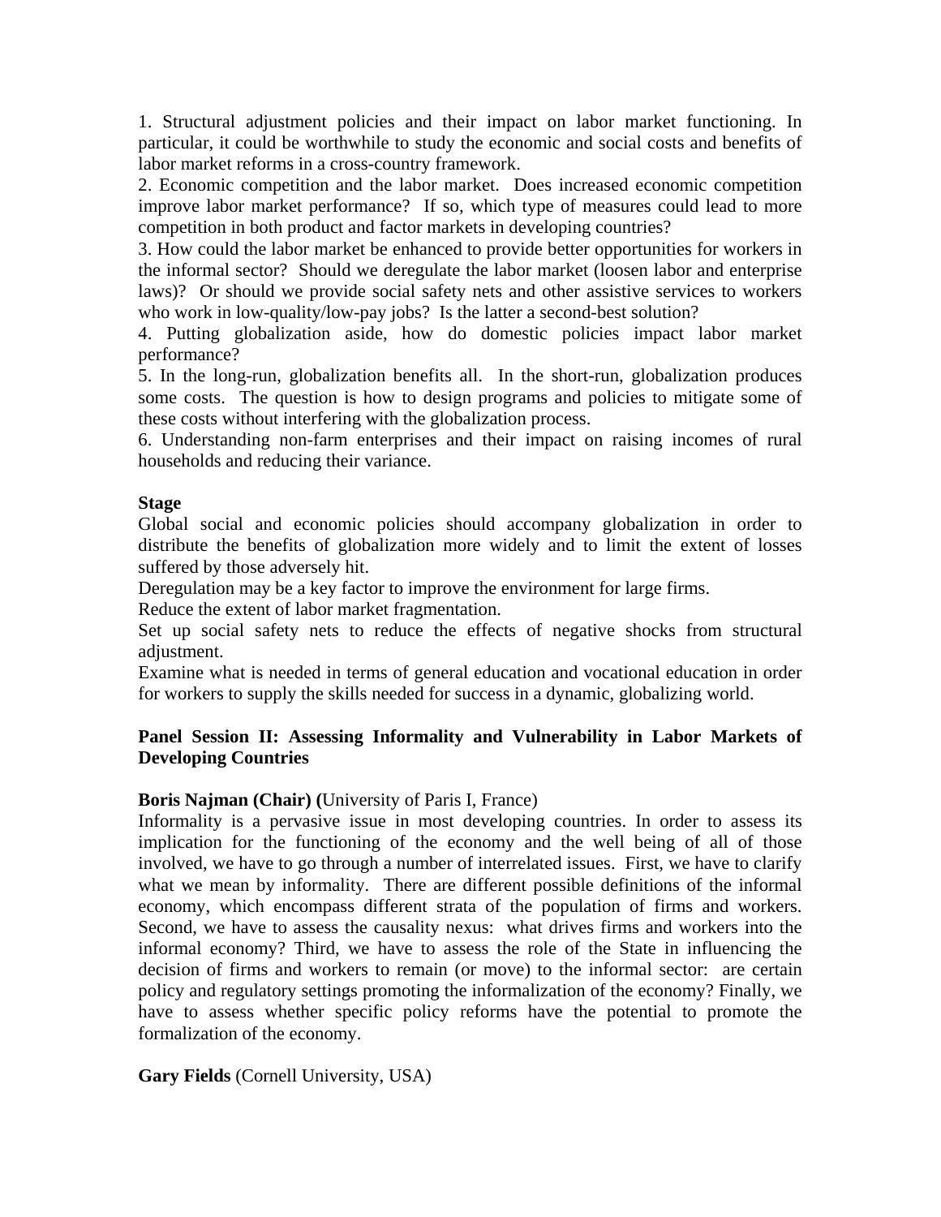1. Structural adjustment policies and their impact on labor market functioning. In particular, it could be worthwhile to study the economic and social costs and benefits of labor market reforms in a cross-country framework.
2. Economic competition and the labor market. Does increased economic competition improve labor market performance? If so, which type of measures could lead to more competition in both product and factor markets in developing countries?
3. How could the labor market be enhanced to provide better opportunities for workers in the informal sector? Should we deregulate the labor market (loosen labor and enterprise laws)? Or should we provide social safety nets and other assistive services to workers who work in low-quality/low-pay jobs? Is the latter a second-best solution?
4. Putting globalization aside, how do domestic policies impact labor market performance?
5. In the long-run, globalization benefits all. In the short-run, globalization produces some costs. The question is how to design programs and policies to mitigate some of these costs without interfering with the globalization process.
6. Understanding non-farm enterprises and their impact on raising incomes of rural households and reducing their variance.

**Stage**

Global social and economic policies should accompany globalization in order to distribute the benefits of globalization more widely and to limit the extent of losses suffered by those adversely hit.

Deregulation may be a key factor to improve the environment for large firms.

Reduce the extent of labor market fragmentation.

Set up social safety nets to reduce the effects of negative shocks from structural adjustment.

Examine what is needed in terms of general education and vocational education in order for workers to supply the skills needed for success in a dynamic, globalizing world.

**Panel Session II: Assessing Informality and Vulnerability in Labor Markets of Developing Countries**

**Boris Najman (Chair) (**University of Paris I, France)

Informality is a pervasive issue in most developing countries. In order to assess its implication for the functioning of the economy and the well being of all of those involved, we have to go through a number of interrelated issues. First, we have to clarify what we mean by informality. There are different possible definitions of the informal economy, which encompass different strata of the population of firms and workers. Second, we have to assess the causality nexus: what drives firms and workers into the informal economy? Third, we have to assess the role of the State in influencing the decision of firms and workers to remain (or move) to the informal sector: are certain policy and regulatory settings promoting the informalization of the economy? Finally, we have to assess whether specific policy reforms have the potential to promote the formalization of the economy.

**Gary Fields** (Cornell University, USA)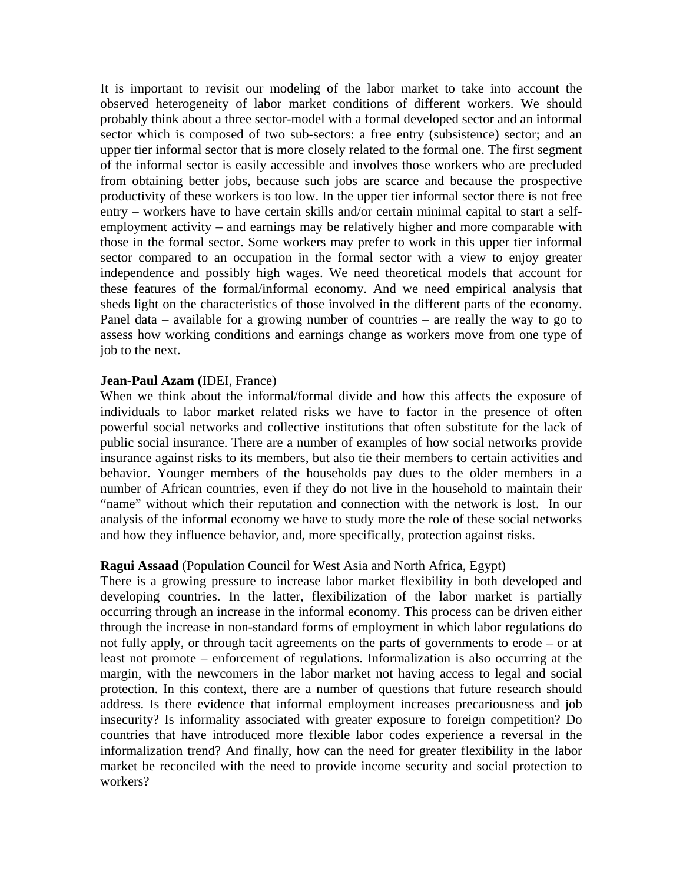It is important to revisit our modeling of the labor market to take into account the observed heterogeneity of labor market conditions of different workers. We should probably think about a three sector-model with a formal developed sector and an informal sector which is composed of two sub-sectors: a free entry (subsistence) sector; and an upper tier informal sector that is more closely related to the formal one. The first segment of the informal sector is easily accessible and involves those workers who are precluded from obtaining better jobs, because such jobs are scarce and because the prospective productivity of these workers is too low. In the upper tier informal sector there is not free entry – workers have to have certain skills and/or certain minimal capital to start a self-employment activity – and earnings may be relatively higher and more comparable with those in the formal sector. Some workers may prefer to work in this upper tier informal sector compared to an occupation in the formal sector with a view to enjoy greater independence and possibly high wages. We need theoretical models that account for these features of the formal/informal economy. And we need empirical analysis that sheds light on the characteristics of those involved in the different parts of the economy. Panel data – available for a growing number of countries – are really the way to go to assess how working conditions and earnings change as workers move from one type of job to the next.

**Jean-Paul Azam (**IDEI, France)

When we think about the informal/formal divide and how this affects the exposure of individuals to labor market related risks we have to factor in the presence of often powerful social networks and collective institutions that often substitute for the lack of public social insurance. There are a number of examples of how social networks provide insurance against risks to its members, but also tie their members to certain activities and behavior. Younger members of the households pay dues to the older members in a number of African countries, even if they do not live in the household to maintain their "name" without which their reputation and connection with the network is lost. In our analysis of the informal economy we have to study more the role of these social networks and how they influence behavior, and, more specifically, protection against risks.

**Ragui Assaad** (Population Council for West Asia and North Africa, Egypt)

There is a growing pressure to increase labor market flexibility in both developed and developing countries. In the latter, flexibilization of the labor market is partially occurring through an increase in the informal economy. This process can be driven either through the increase in non-standard forms of employment in which labor regulations do not fully apply, or through tacit agreements on the parts of governments to erode – or at least not promote – enforcement of regulations. Informalization is also occurring at the margin, with the newcomers in the labor market not having access to legal and social protection. In this context, there are a number of questions that future research should address. Is there evidence that informal employment increases precariousness and job insecurity? Is informality associated with greater exposure to foreign competition? Do countries that have introduced more flexible labor codes experience a reversal in the informalization trend? And finally, how can the need for greater flexibility in the labor market be reconciled with the need to provide income security and social protection to workers?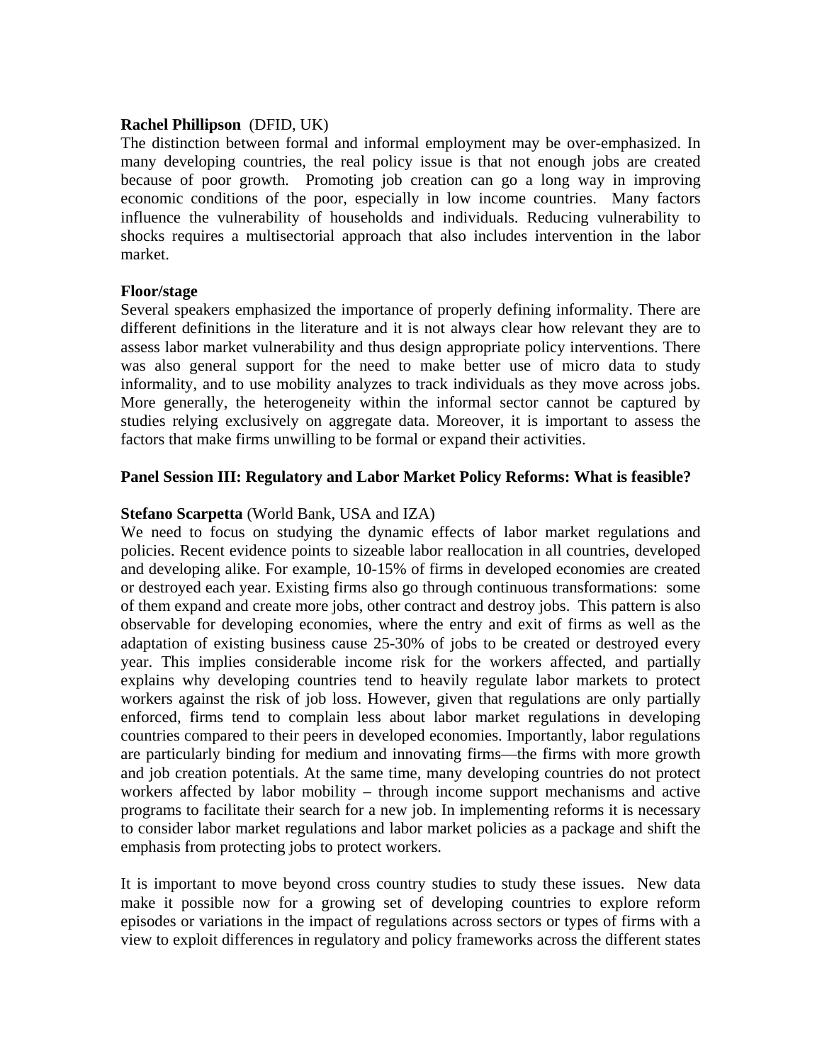**Rachel Phillipson** (DFID, UK)
The distinction between formal and informal employment may be over-emphasized. In many developing countries, the real policy issue is that not enough jobs are created because of poor growth. Promoting job creation can go a long way in improving economic conditions of the poor, especially in low income countries. Many factors influence the vulnerability of households and individuals. Reducing vulnerability to shocks requires a multisectorial approach that also includes intervention in the labor market.

**Floor/stage**
Several speakers emphasized the importance of properly defining informality. There are different definitions in the literature and it is not always clear how relevant they are to assess labor market vulnerability and thus design appropriate policy interventions. There was also general support for the need to make better use of micro data to study informality, and to use mobility analyzes to track individuals as they move across jobs. More generally, the heterogeneity within the informal sector cannot be captured by studies relying exclusively on aggregate data. Moreover, it is important to assess the factors that make firms unwilling to be formal or expand their activities.

**Panel Session III: Regulatory and Labor Market Policy Reforms: What is feasible?**

**Stefano Scarpetta** (World Bank, USA and IZA)
We need to focus on studying the dynamic effects of labor market regulations and policies. Recent evidence points to sizeable labor reallocation in all countries, developed and developing alike. For example, 10-15% of firms in developed economies are created or destroyed each year. Existing firms also go through continuous transformations: some of them expand and create more jobs, other contract and destroy jobs. This pattern is also observable for developing economies, where the entry and exit of firms as well as the adaptation of existing business cause 25-30% of jobs to be created or destroyed every year. This implies considerable income risk for the workers affected, and partially explains why developing countries tend to heavily regulate labor markets to protect workers against the risk of job loss. However, given that regulations are only partially enforced, firms tend to complain less about labor market regulations in developing countries compared to their peers in developed economies. Importantly, labor regulations are particularly binding for medium and innovating firms—the firms with more growth and job creation potentials. At the same time, many developing countries do not protect workers affected by labor mobility – through income support mechanisms and active programs to facilitate their search for a new job. In implementing reforms it is necessary to consider labor market regulations and labor market policies as a package and shift the emphasis from protecting jobs to protect workers.

It is important to move beyond cross country studies to study these issues. New data make it possible now for a growing set of developing countries to explore reform episodes or variations in the impact of regulations across sectors or types of firms with a view to exploit differences in regulatory and policy frameworks across the different states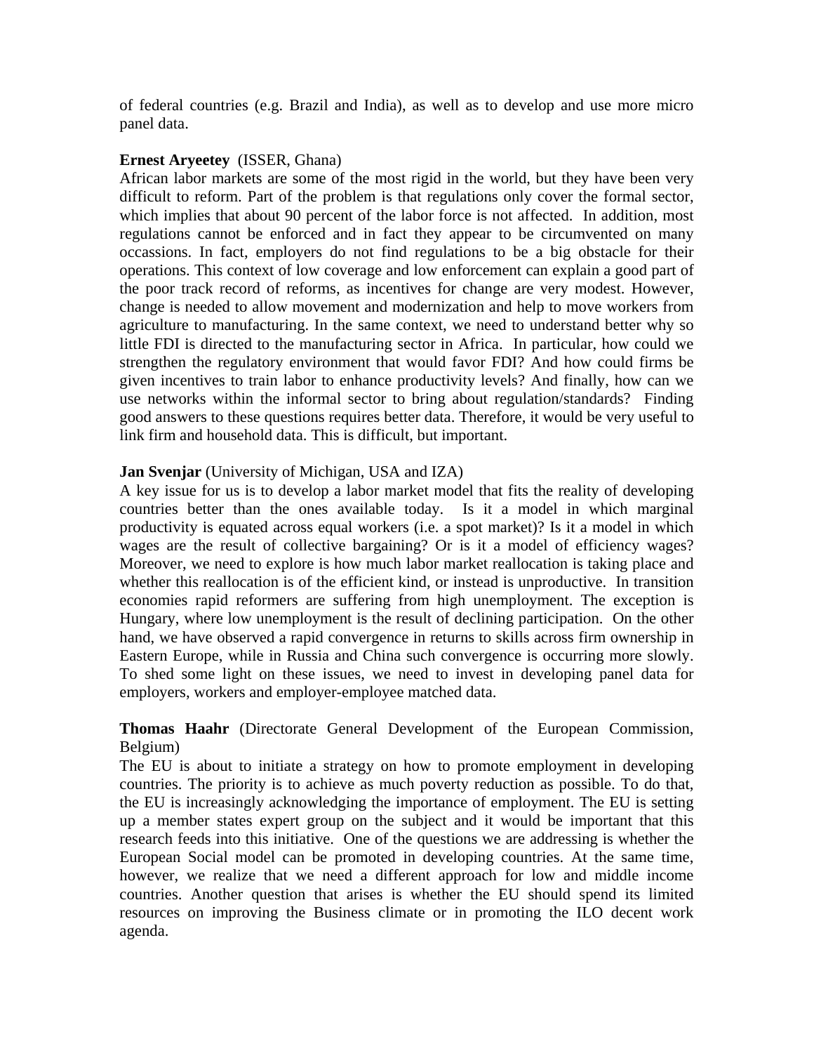of federal countries (e.g. Brazil and India), as well as to develop and use more micro panel data.

**Ernest Aryeetey** (ISSER, Ghana)
African labor markets are some of the most rigid in the world, but they have been very difficult to reform. Part of the problem is that regulations only cover the formal sector, which implies that about 90 percent of the labor force is not affected. In addition, most regulations cannot be enforced and in fact they appear to be circumvented on many occassions. In fact, employers do not find regulations to be a big obstacle for their operations. This context of low coverage and low enforcement can explain a good part of the poor track record of reforms, as incentives for change are very modest. However, change is needed to allow movement and modernization and help to move workers from agriculture to manufacturing. In the same context, we need to understand better why so little FDI is directed to the manufacturing sector in Africa. In particular, how could we strengthen the regulatory environment that would favor FDI? And how could firms be given incentives to train labor to enhance productivity levels? And finally, how can we use networks within the informal sector to bring about regulation/standards? Finding good answers to these questions requires better data. Therefore, it would be very useful to link firm and household data. This is difficult, but important.

**Jan Svenjar** (University of Michigan, USA and IZA)
A key issue for us is to develop a labor market model that fits the reality of developing countries better than the ones available today. Is it a model in which marginal productivity is equated across equal workers (i.e. a spot market)? Is it a model in which wages are the result of collective bargaining? Or is it a model of efficiency wages? Moreover, we need to explore is how much labor market reallocation is taking place and whether this reallocation is of the efficient kind, or instead is unproductive. In transition economies rapid reformers are suffering from high unemployment. The exception is Hungary, where low unemployment is the result of declining participation. On the other hand, we have observed a rapid convergence in returns to skills across firm ownership in Eastern Europe, while in Russia and China such convergence is occurring more slowly. To shed some light on these issues, we need to invest in developing panel data for employers, workers and employer-employee matched data.

**Thomas Haahr** (Directorate General Development of the European Commission, Belgium)
The EU is about to initiate a strategy on how to promote employment in developing countries. The priority is to achieve as much poverty reduction as possible. To do that, the EU is increasingly acknowledging the importance of employment. The EU is setting up a member states expert group on the subject and it would be important that this research feeds into this initiative. One of the questions we are addressing is whether the European Social model can be promoted in developing countries. At the same time, however, we realize that we need a different approach for low and middle income countries. Another question that arises is whether the EU should spend its limited resources on improving the Business climate or in promoting the ILO decent work agenda.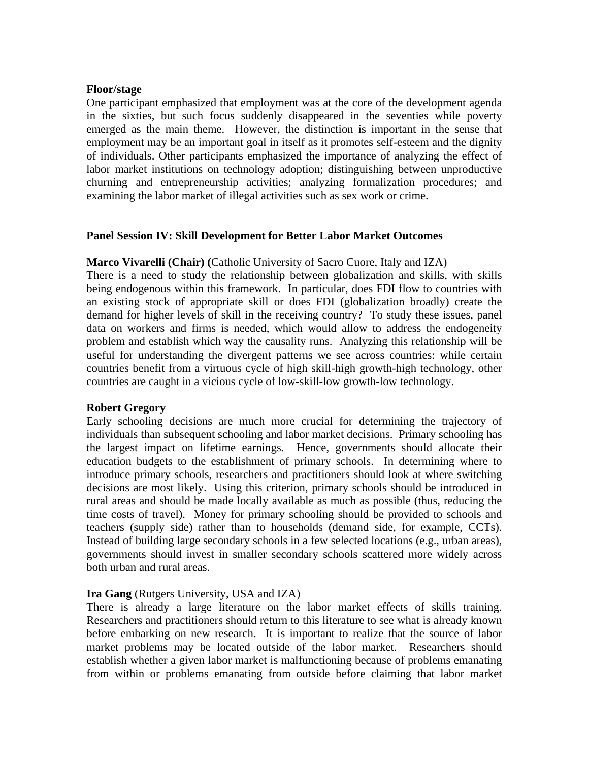**Floor/stage**

One participant emphasized that employment was at the core of the development agenda in the sixties, but such focus suddenly disappeared in the seventies while poverty emerged as the main theme. However, the distinction is important in the sense that employment may be an important goal in itself as it promotes self-esteem and the dignity of individuals. Other participants emphasized the importance of analyzing the effect of labor market institutions on technology adoption; distinguishing between unproductive churning and entrepreneurship activities; analyzing formalization procedures; and examining the labor market of illegal activities such as sex work or crime.

**Panel Session IV: Skill Development for Better Labor Market Outcomes**

**Marco Vivarelli (Chair) (**Catholic University of Sacro Cuore, Italy and IZA)

There is a need to study the relationship between globalization and skills, with skills being endogenous within this framework. In particular, does FDI flow to countries with an existing stock of appropriate skill or does FDI (globalization broadly) create the demand for higher levels of skill in the receiving country? To study these issues, panel data on workers and firms is needed, which would allow to address the endogeneity problem and establish which way the causality runs. Analyzing this relationship will be useful for understanding the divergent patterns we see across countries: while certain countries benefit from a virtuous cycle of high skill-high growth-high technology, other countries are caught in a vicious cycle of low-skill-low growth-low technology.

**Robert Gregory**

Early schooling decisions are much more crucial for determining the trajectory of individuals than subsequent schooling and labor market decisions. Primary schooling has the largest impact on lifetime earnings. Hence, governments should allocate their education budgets to the establishment of primary schools. In determining where to introduce primary schools, researchers and practitioners should look at where switching decisions are most likely. Using this criterion, primary schools should be introduced in rural areas and should be made locally available as much as possible (thus, reducing the time costs of travel). Money for primary schooling should be provided to schools and teachers (supply side) rather than to households (demand side, for example, CCTs). Instead of building large secondary schools in a few selected locations (e.g., urban areas), governments should invest in smaller secondary schools scattered more widely across both urban and rural areas.

**Ira Gang** (Rutgers University, USA and IZA)

There is already a large literature on the labor market effects of skills training. Researchers and practitioners should return to this literature to see what is already known before embarking on new research. It is important to realize that the source of labor market problems may be located outside of the labor market. Researchers should establish whether a given labor market is malfunctioning because of problems emanating from within or problems emanating from outside before claiming that labor market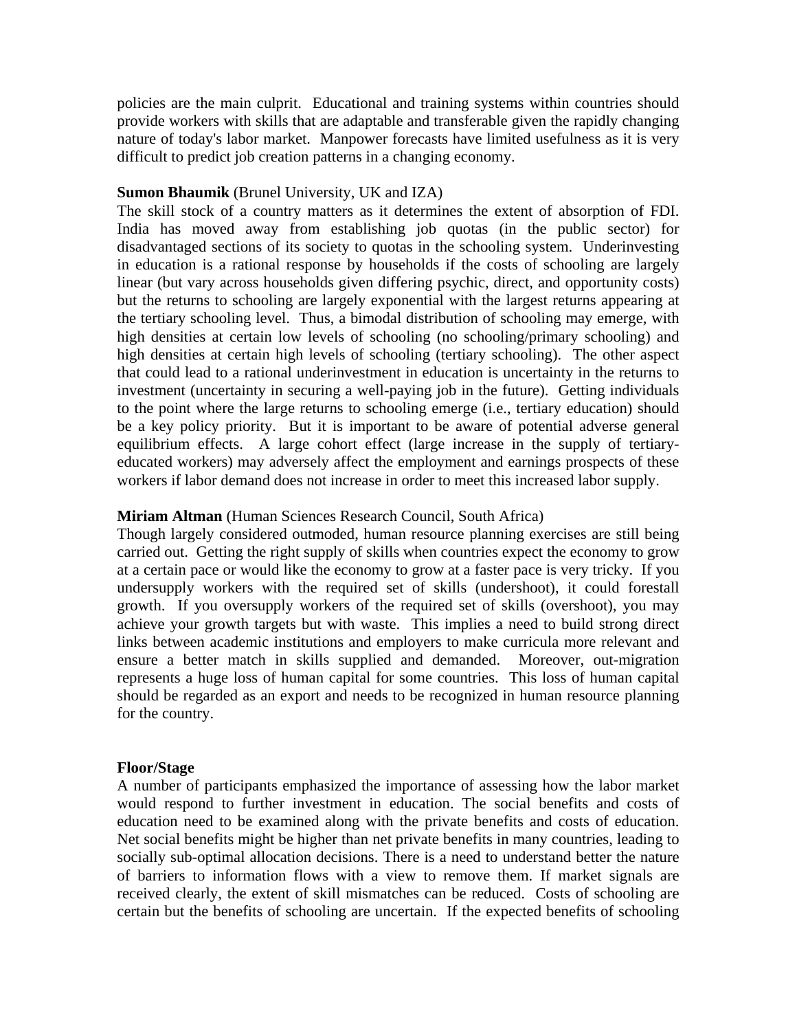policies are the main culprit. Educational and training systems within countries should provide workers with skills that are adaptable and transferable given the rapidly changing nature of today's labor market. Manpower forecasts have limited usefulness as it is very difficult to predict job creation patterns in a changing economy.

**Sumon Bhaumik** (Brunel University, UK and IZA)

The skill stock of a country matters as it determines the extent of absorption of FDI. India has moved away from establishing job quotas (in the public sector) for disadvantaged sections of its society to quotas in the schooling system. Underinvesting in education is a rational response by households if the costs of schooling are largely linear (but vary across households given differing psychic, direct, and opportunity costs) but the returns to schooling are largely exponential with the largest returns appearing at the tertiary schooling level. Thus, a bimodal distribution of schooling may emerge, with high densities at certain low levels of schooling (no schooling/primary schooling) and high densities at certain high levels of schooling (tertiary schooling). The other aspect that could lead to a rational underinvestment in education is uncertainty in the returns to investment (uncertainty in securing a well-paying job in the future). Getting individuals to the point where the large returns to schooling emerge (i.e., tertiary education) should be a key policy priority. But it is important to be aware of potential adverse general equilibrium effects. A large cohort effect (large increase in the supply of tertiary-educated workers) may adversely affect the employment and earnings prospects of these workers if labor demand does not increase in order to meet this increased labor supply.

**Miriam Altman** (Human Sciences Research Council, South Africa)

Though largely considered outmoded, human resource planning exercises are still being carried out. Getting the right supply of skills when countries expect the economy to grow at a certain pace or would like the economy to grow at a faster pace is very tricky. If you undersupply workers with the required set of skills (undershoot), it could forestall growth. If you oversupply workers of the required set of skills (overshoot), you may achieve your growth targets but with waste. This implies a need to build strong direct links between academic institutions and employers to make curricula more relevant and ensure a better match in skills supplied and demanded. Moreover, out-migration represents a huge loss of human capital for some countries. This loss of human capital should be regarded as an export and needs to be recognized in human resource planning for the country.

**Floor/Stage**

A number of participants emphasized the importance of assessing how the labor market would respond to further investment in education. The social benefits and costs of education need to be examined along with the private benefits and costs of education. Net social benefits might be higher than net private benefits in many countries, leading to socially sub-optimal allocation decisions. There is a need to understand better the nature of barriers to information flows with a view to remove them. If market signals are received clearly, the extent of skill mismatches can be reduced. Costs of schooling are certain but the benefits of schooling are uncertain. If the expected benefits of schooling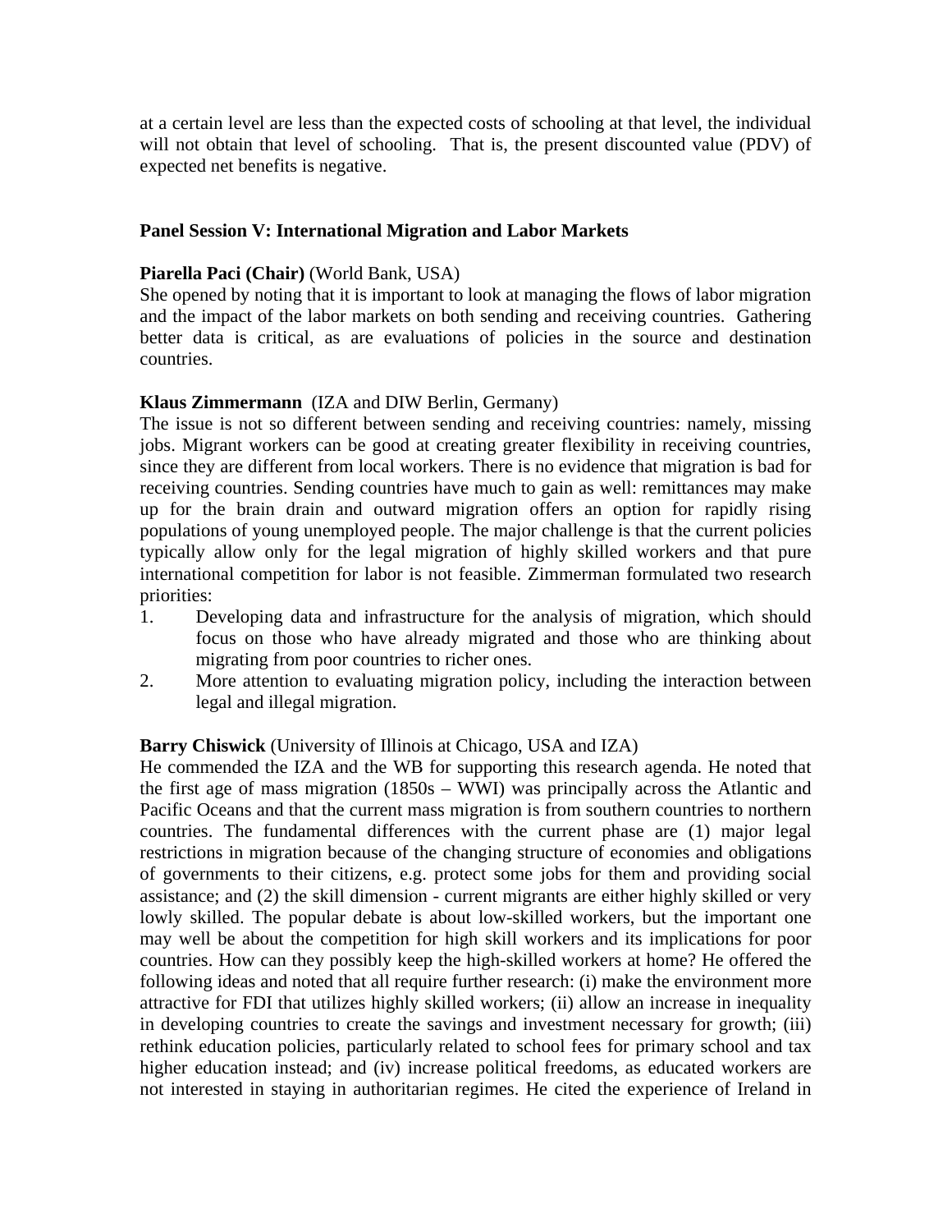at a certain level are less than the expected costs of schooling at that level, the individual will not obtain that level of schooling. That is, the present discounted value (PDV) of expected net benefits is negative.

**Panel Session V: International Migration and Labor Markets**

**Piarella Paci (Chair)** (World Bank, USA)
She opened by noting that it is important to look at managing the flows of labor migration and the impact of the labor markets on both sending and receiving countries. Gathering better data is critical, as are evaluations of policies in the source and destination countries.

**Klaus Zimmermann** (IZA and DIW Berlin, Germany)
The issue is not so different between sending and receiving countries: namely, missing jobs. Migrant workers can be good at creating greater flexibility in receiving countries, since they are different from local workers. There is no evidence that migration is bad for receiving countries. Sending countries have much to gain as well: remittances may make up for the brain drain and outward migration offers an option for rapidly rising populations of young unemployed people. The major challenge is that the current policies typically allow only for the legal migration of highly skilled workers and that pure international competition for labor is not feasible. Zimmerman formulated two research priorities:

1. Developing data and infrastructure for the analysis of migration, which should focus on those who have already migrated and those who are thinking about migrating from poor countries to richer ones.
2. More attention to evaluating migration policy, including the interaction between legal and illegal migration.

**Barry Chiswick** (University of Illinois at Chicago, USA and IZA)
He commended the IZA and the WB for supporting this research agenda. He noted that the first age of mass migration (1850s – WWI) was principally across the Atlantic and Pacific Oceans and that the current mass migration is from southern countries to northern countries. The fundamental differences with the current phase are (1) major legal restrictions in migration because of the changing structure of economies and obligations of governments to their citizens, e.g. protect some jobs for them and providing social assistance; and (2) the skill dimension - current migrants are either highly skilled or very lowly skilled. The popular debate is about low-skilled workers, but the important one may well be about the competition for high skill workers and its implications for poor countries. How can they possibly keep the high-skilled workers at home? He offered the following ideas and noted that all require further research: (i) make the environment more attractive for FDI that utilizes highly skilled workers; (ii) allow an increase in inequality in developing countries to create the savings and investment necessary for growth; (iii) rethink education policies, particularly related to school fees for primary school and tax higher education instead; and (iv) increase political freedoms, as educated workers are not interested in staying in authoritarian regimes. He cited the experience of Ireland in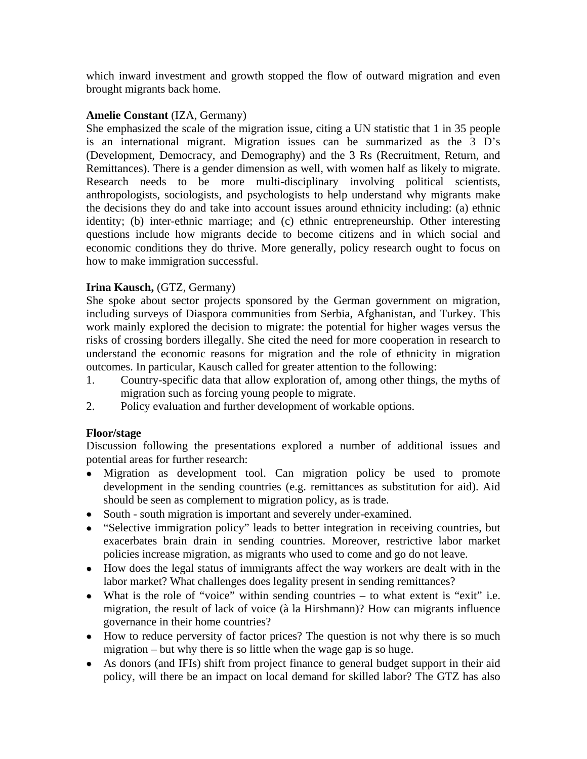which inward investment and growth stopped the flow of outward migration and even brought migrants back home.

**Amelie Constant** (IZA, Germany)
She emphasized the scale of the migration issue, citing a UN statistic that 1 in 35 people is an international migrant. Migration issues can be summarized as the 3 D's (Development, Democracy, and Demography) and the 3 Rs (Recruitment, Return, and Remittances). There is a gender dimension as well, with women half as likely to migrate. Research needs to be more multi-disciplinary involving political scientists, anthropologists, sociologists, and psychologists to help understand why migrants make the decisions they do and take into account issues around ethnicity including: (a) ethnic identity; (b) inter-ethnic marriage; and (c) ethnic entrepreneurship. Other interesting questions include how migrants decide to become citizens and in which social and economic conditions they do thrive. More generally, policy research ought to focus on how to make immigration successful.

**Irina Kausch,** (GTZ, Germany)
She spoke about sector projects sponsored by the German government on migration, including surveys of Diaspora communities from Serbia, Afghanistan, and Turkey. This work mainly explored the decision to migrate: the potential for higher wages versus the risks of crossing borders illegally. She cited the need for more cooperation in research to understand the economic reasons for migration and the role of ethnicity in migration outcomes. In particular, Kausch called for greater attention to the following:

1. Country-specific data that allow exploration of, among other things, the myths of migration such as forcing young people to migrate.
2. Policy evaluation and further development of workable options.

**Floor/stage**
Discussion following the presentations explored a number of additional issues and potential areas for further research:

- Migration as development tool. Can migration policy be used to promote development in the sending countries (e.g. remittances as substitution for aid). Aid should be seen as complement to migration policy, as is trade.
- South - south migration is important and severely under-examined.
- "Selective immigration policy" leads to better integration in receiving countries, but exacerbates brain drain in sending countries. Moreover, restrictive labor market policies increase migration, as migrants who used to come and go do not leave.
- How does the legal status of immigrants affect the way workers are dealt with in the labor market? What challenges does legality present in sending remittances?
- What is the role of "voice" within sending countries – to what extent is "exit" i.e. migration, the result of lack of voice (à la Hirshmann)? How can migrants influence governance in their home countries?
- How to reduce perversity of factor prices? The question is not why there is so much migration – but why there is so little when the wage gap is so huge.
- As donors (and IFIs) shift from project finance to general budget support in their aid policy, will there be an impact on local demand for skilled labor? The GTZ has also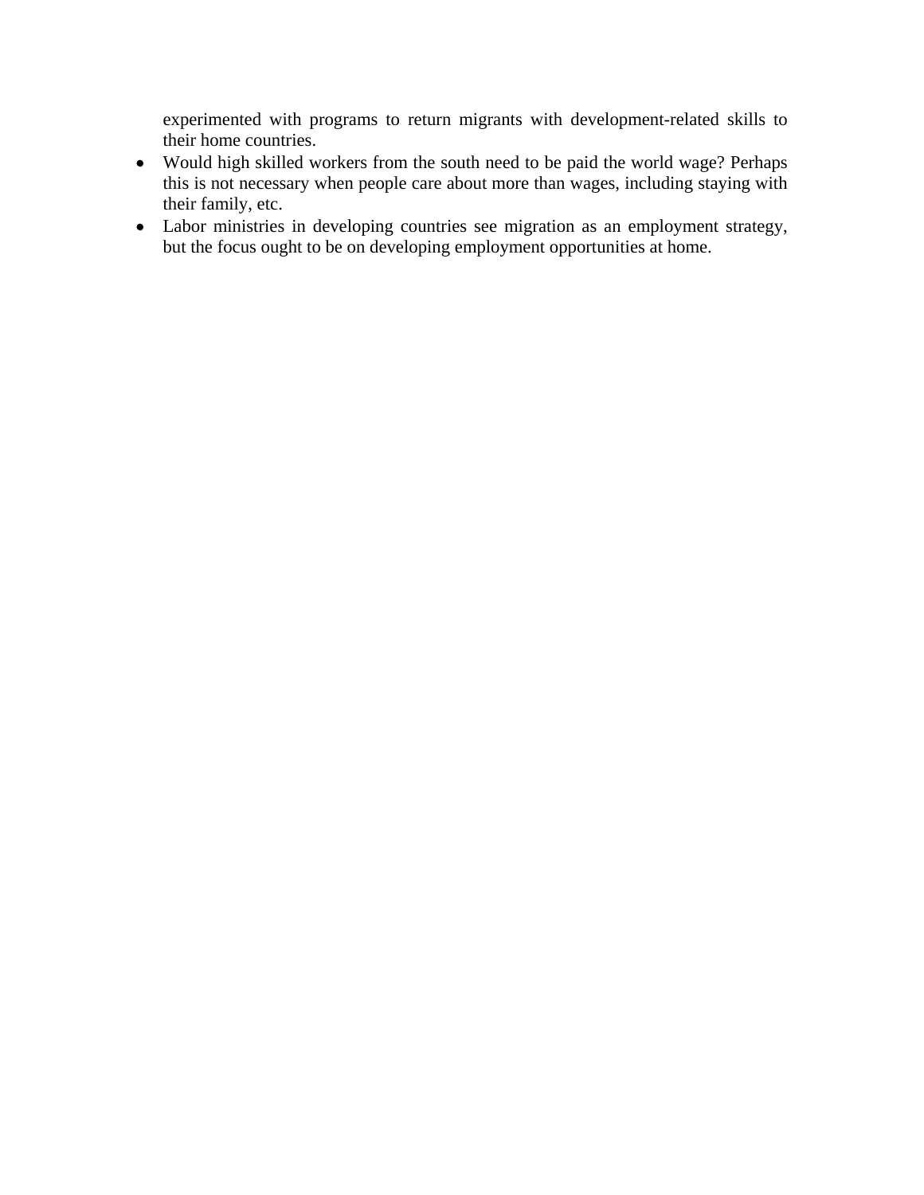experimented with programs to return migrants with development-related skills to their home countries.

- Would high skilled workers from the south need to be paid the world wage? Perhaps this is not necessary when people care about more than wages, including staying with their family, etc.
- Labor ministries in developing countries see migration as an employment strategy, but the focus ought to be on developing employment opportunities at home.